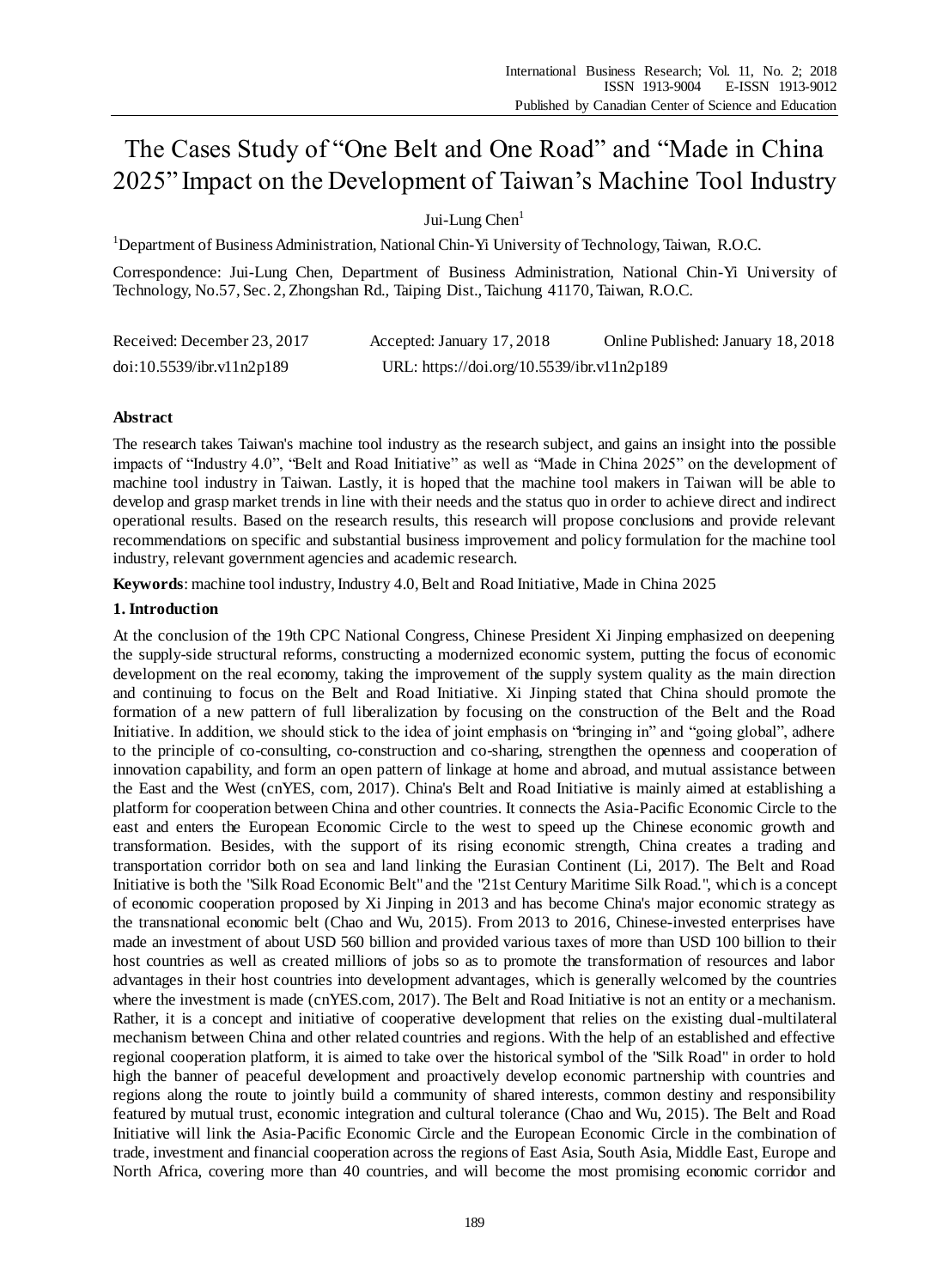# The Cases Study of "One Belt and One Road" and "Made in China 2025" Impact on the Development of Taiwan's Machine Tool Industry

Jui-Lung Chen[1]

[1]Department of Business Administration, National Chin-Yi University of Technology, Taiwan, R.O.C.

Correspondence: Jui-Lung Chen, Department of Business Administration, National Chin-Yi University of Technology, No.57, Sec. 2, Zhongshan Rd., Taiping Dist., Taichung 41170, Taiwan, R.O.C.

Received: December 23, 2017 Accepted: January 17, 2018 Online Published: January 18, 2018

doi:10.5539/ibr.v11n2p189 URL: https://doi.org/10.5539/ibr.v11n2p189

**Abstract**

The research takes Taiwan's machine tool industry as the research subject, and gains an insight into the possible impacts of "Industry 4.0", "Belt and Road Initiative" as well as "Made in China 2025" on the development of machine tool industry in Taiwan. Lastly, it is hoped that the machine tool makers in Taiwan will be able to develop and grasp market trends in line with their needs and the status quo in order to achieve direct and indirect operational results. Based on the research results, this research will propose conclusions and provide relevant recommendations on specific and substantial business improvement and policy formulation for the machine tool industry, relevant government agencies and academic research.

**Keywords**: machine tool industry, Industry 4.0, Belt and Road Initiative, Made in China 2025

## 1. Introduction

At the conclusion of the 19th CPC National Congress, Chinese President Xi Jinping emphasized on deepening the supply-side structural reforms, constructing a modernized economic system, putting the focus of economic development on the real economy, taking the improvement of the supply system quality as the main direction and continuing to focus on the Belt and Road Initiative. Xi Jinping stated that China should promote the formation of a new pattern of full liberalization by focusing on the construction of the Belt and the Road Initiative. In addition, we should stick to the idea of joint emphasis on "bringing in" and "going global", adhere to the principle of co-consulting, co-construction and co-sharing, strengthen the openness and cooperation of innovation capability, and form an open pattern of linkage at home and abroad, and mutual assistance between the East and the West (cnYES, com, 2017). China's Belt and Road Initiative is mainly aimed at establishing a platform for cooperation between China and other countries. It connects the Asia-Pacific Economic Circle to the east and enters the European Economic Circle to the west to speed up the Chinese economic growth and transformation. Besides, with the support of its rising economic strength, China creates a trading and transportation corridor both on sea and land linking the Eurasian Continent (Li, 2017). The Belt and Road Initiative is both the "Silk Road Economic Belt" and the "21st Century Maritime Silk Road.", which is a concept of economic cooperation proposed by Xi Jinping in 2013 and has become China's major economic strategy as the transnational economic belt (Chao and Wu, 2015). From 2013 to 2016, Chinese-invested enterprises have made an investment of about USD 560 billion and provided various taxes of more than USD 100 billion to their host countries as well as created millions of jobs so as to promote the transformation of resources and labor advantages in their host countries into development advantages, which is generally welcomed by the countries where the investment is made (cnYES.com, 2017). The Belt and Road Initiative is not an entity or a mechanism. Rather, it is a concept and initiative of cooperative development that relies on the existing dual-multilateral mechanism between China and other related countries and regions. With the help of an established and effective regional cooperation platform, it is aimed to take over the historical symbol of the "Silk Road" in order to hold high the banner of peaceful development and proactively develop economic partnership with countries and regions along the route to jointly build a community of shared interests, common destiny and responsibility featured by mutual trust, economic integration and cultural tolerance (Chao and Wu, 2015). The Belt and Road Initiative will link the Asia-Pacific Economic Circle and the European Economic Circle in the combination of trade, investment and financial cooperation across the regions of East Asia, South Asia, Middle East, Europe and North Africa, covering more than 40 countries, and will become the most promising economic corridor and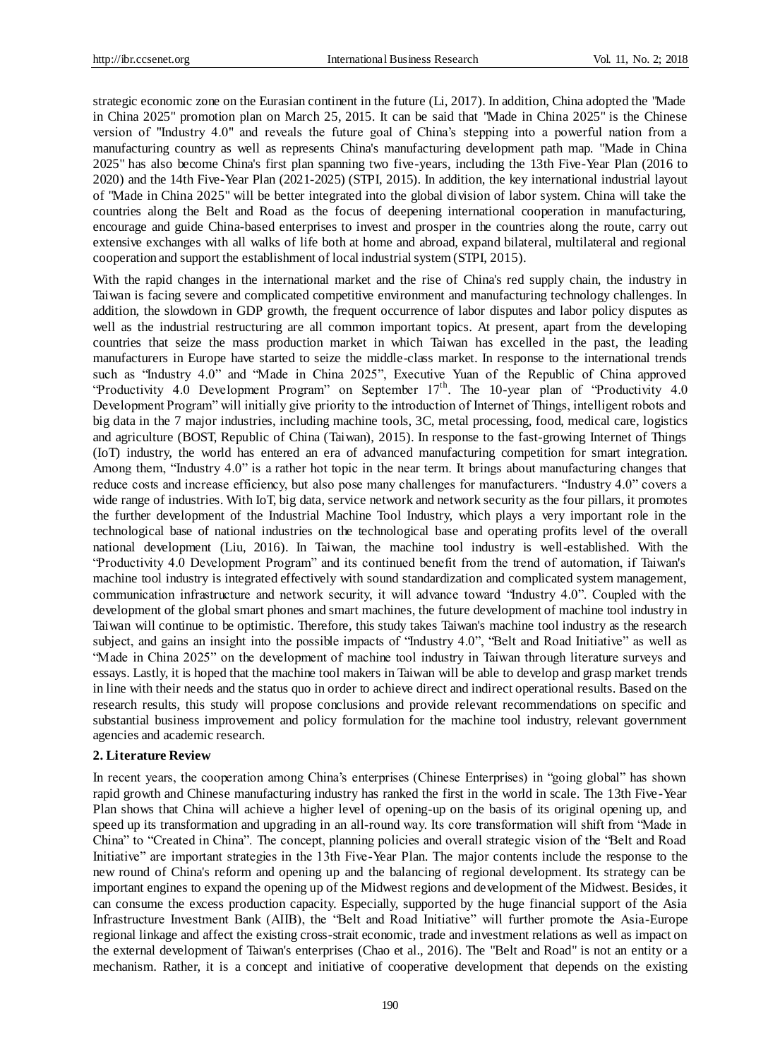strategic economic zone on the Eurasian continent in the future (Li, 2017). In addition, China adopted the "Made in China 2025" promotion plan on March 25, 2015. It can be said that "Made in China 2025" is the Chinese version of "Industry 4.0" and reveals the future goal of China's stepping into a powerful nation from a manufacturing country as well as represents China's manufacturing development path map. "Made in China 2025" has also become China's first plan spanning two five-years, including the 13th Five-Year Plan (2016 to 2020) and the 14th Five-Year Plan (2021-2025) (STPI, 2015). In addition, the key international industrial layout of "Made in China 2025" will be better integrated into the global division of labor system. China will take the countries along the Belt and Road as the focus of deepening international cooperation in manufacturing, encourage and guide China-based enterprises to invest and prosper in the countries along the route, carry out extensive exchanges with all walks of life both at home and abroad, expand bilateral, multilateral and regional cooperation and support the establishment of local industrial system (STPI, 2015).

With the rapid changes in the international market and the rise of China's red supply chain, the industry in Taiwan is facing severe and complicated competitive environment and manufacturing technology challenges. In addition, the slowdown in GDP growth, the frequent occurrence of labor disputes and labor policy disputes as well as the industrial restructuring are all common important topics. At present, apart from the developing countries that seize the mass production market in which Taiwan has excelled in the past, the leading manufacturers in Europe have started to seize the middle-class market. In response to the international trends such as "Industry 4.0" and "Made in China 2025", Executive Yuan of the Republic of China approved "Productivity 4.0 Development Program" on September 17th. The 10-year plan of "Productivity 4.0 Development Program" will initially give priority to the introduction of Internet of Things, intelligent robots and big data in the 7 major industries, including machine tools, 3C, metal processing, food, medical care, logistics and agriculture (BOST, Republic of China (Taiwan), 2015). In response to the fast-growing Internet of Things (IoT) industry, the world has entered an era of advanced manufacturing competition for smart integration. Among them, "Industry 4.0" is a rather hot topic in the near term. It brings about manufacturing changes that reduce costs and increase efficiency, but also pose many challenges for manufacturers. "Industry 4.0" covers a wide range of industries. With IoT, big data, service network and network security as the four pillars, it promotes the further development of the Industrial Machine Tool Industry, which plays a very important role in the technological base of national industries on the technological base and operating profits level of the overall national development (Liu, 2016). In Taiwan, the machine tool industry is well-established. With the "Productivity 4.0 Development Program" and its continued benefit from the trend of automation, if Taiwan's machine tool industry is integrated effectively with sound standardization and complicated system management, communication infrastructure and network security, it will advance toward "Industry 4.0". Coupled with the development of the global smart phones and smart machines, the future development of machine tool industry in Taiwan will continue to be optimistic. Therefore, this study takes Taiwan's machine tool industry as the research subject, and gains an insight into the possible impacts of "Industry 4.0", "Belt and Road Initiative" as well as "Made in China 2025" on the development of machine tool industry in Taiwan through literature surveys and essays. Lastly, it is hoped that the machine tool makers in Taiwan will be able to develop and grasp market trends in line with their needs and the status quo in order to achieve direct and indirect operational results. Based on the research results, this study will propose conclusions and provide relevant recommendations on specific and substantial business improvement and policy formulation for the machine tool industry, relevant government agencies and academic research.

## 2. Literature Review

In recent years, the cooperation among China's enterprises (Chinese Enterprises) in "going global" has shown rapid growth and Chinese manufacturing industry has ranked the first in the world in scale. The 13th Five-Year Plan shows that China will achieve a higher level of opening-up on the basis of its original opening up, and speed up its transformation and upgrading in an all-round way. Its core transformation will shift from "Made in China" to "Created in China". The concept, planning policies and overall strategic vision of the "Belt and Road Initiative" are important strategies in the 13th Five-Year Plan. The major contents include the response to the new round of China's reform and opening up and the balancing of regional development. Its strategy can be important engines to expand the opening up of the Midwest regions and development of the Midwest. Besides, it can consume the excess production capacity. Especially, supported by the huge financial support of the Asia Infrastructure Investment Bank (AIIB), the "Belt and Road Initiative" will further promote the Asia-Europe regional linkage and affect the existing cross-strait economic, trade and investment relations as well as impact on the external development of Taiwan's enterprises (Chao et al., 2016). The "Belt and Road" is not an entity or a mechanism. Rather, it is a concept and initiative of cooperative development that depends on the existing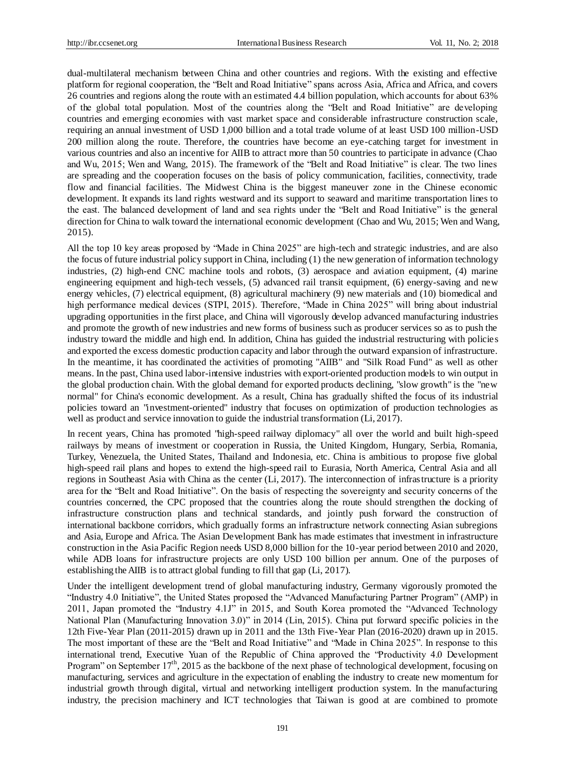dual-multilateral mechanism between China and other countries and regions. With the existing and effective platform for regional cooperation, the "Belt and Road Initiative" spans across Asia, Africa and Africa, and covers 26 countries and regions along the route with an estimated 4.4 billion population, which accounts for about 63% of the global total population. Most of the countries along the "Belt and Road Initiative" are developing countries and emerging economies with vast market space and considerable infrastructure construction scale, requiring an annual investment of USD 1,000 billion and a total trade volume of at least USD 100 million-USD 200 million along the route. Therefore, the countries have become an eye-catching target for investment in various countries and also an incentive for AIIB to attract more than 50 countries to participate in advance (Chao and Wu, 2015; Wen and Wang, 2015). The framework of the "Belt and Road Initiative" is clear. The two lines are spreading and the cooperation focuses on the basis of policy communication, facilities, connectivity, trade flow and financial facilities. The Midwest China is the biggest maneuver zone in the Chinese economic development. It expands its land rights westward and its support to seaward and maritime transportation lines to the east. The balanced development of land and sea rights under the "Belt and Road Initiative" is the general direction for China to walk toward the international economic development (Chao and Wu, 2015; Wen and Wang, 2015).

All the top 10 key areas proposed by "Made in China 2025" are high-tech and strategic industries, and are also the focus of future industrial policy support in China, including (1) the new generation of information technology industries, (2) high-end CNC machine tools and robots, (3) aerospace and aviation equipment, (4) marine engineering equipment and high-tech vessels, (5) advanced rail transit equipment, (6) energy-saving and new energy vehicles, (7) electrical equipment, (8) agricultural machinery (9) new materials and (10) biomedical and high performance medical devices (STPI, 2015). Therefore, "Made in China 2025" will bring about industrial upgrading opportunities in the first place, and China will vigorously develop advanced manufacturing industries and promote the growth of new industries and new forms of business such as producer services so as to push the industry toward the middle and high end. In addition, China has guided the industrial restructuring with policies and exported the excess domestic production capacity and labor through the outward expansion of infrastructure. In the meantime, it has coordinated the activities of promoting "AIIB" and "Silk Road Fund" as well as other means. In the past, China used labor-intensive industries with export-oriented production models to win output in the global production chain. With the global demand for exported products declining, "slow growth" is the "new normal" for China's economic development. As a result, China has gradually shifted the focus of its industrial policies toward an "investment-oriented" industry that focuses on optimization of production technologies as well as product and service innovation to guide the industrial transformation (Li, 2017).

In recent years, China has promoted "high-speed railway diplomacy" all over the world and built high-speed railways by means of investment or cooperation in Russia, the United Kingdom, Hungary, Serbia, Romania, Turkey, Venezuela, the United States, Thailand and Indonesia, etc. China is ambitious to propose five global high-speed rail plans and hopes to extend the high-speed rail to Eurasia, North America, Central Asia and all regions in Southeast Asia with China as the center (Li, 2017). The interconnection of infrastructure is a priority area for the "Belt and Road Initiative". On the basis of respecting the sovereignty and security concerns of the countries concerned, the CPC proposed that the countries along the route should strengthen the docking of infrastructure construction plans and technical standards, and jointly push forward the construction of international backbone corridors, which gradually forms an infrastructure network connecting Asian subregions and Asia, Europe and Africa. The Asian Development Bank has made estimates that investment in infrastructure construction in the Asia Pacific Region needs USD 8,000 billion for the 10-year period between 2010 and 2020, while ADB loans for infrastructure projects are only USD 100 billion per annum. One of the purposes of establishing the AIIB is to attract global funding to fill that gap (Li, 2017).

Under the intelligent development trend of global manufacturing industry, Germany vigorously promoted the "Industry 4.0 Initiative", the United States proposed the "Advanced Manufacturing Partner Program" (AMP) in 2011, Japan promoted the "Industry 4.1J" in 2015, and South Korea promoted the "Advanced Technology National Plan (Manufacturing Innovation 3.0)" in 2014 (Lin, 2015). China put forward specific policies in the 12th Five-Year Plan (2011-2015) drawn up in 2011 and the 13th Five-Year Plan (2016-2020) drawn up in 2015. The most important of these are the "Belt and Road Initiative" and "Made in China 2025". In response to this international trend, Executive Yuan of the Republic of China approved the "Productivity 4.0 Development Program" on September 17th, 2015 as the backbone of the next phase of technological development, focusing on manufacturing, services and agriculture in the expectation of enabling the industry to create new momentum for industrial growth through digital, virtual and networking intelligent production system. In the manufacturing industry, the precision machinery and ICT technologies that Taiwan is good at are combined to promote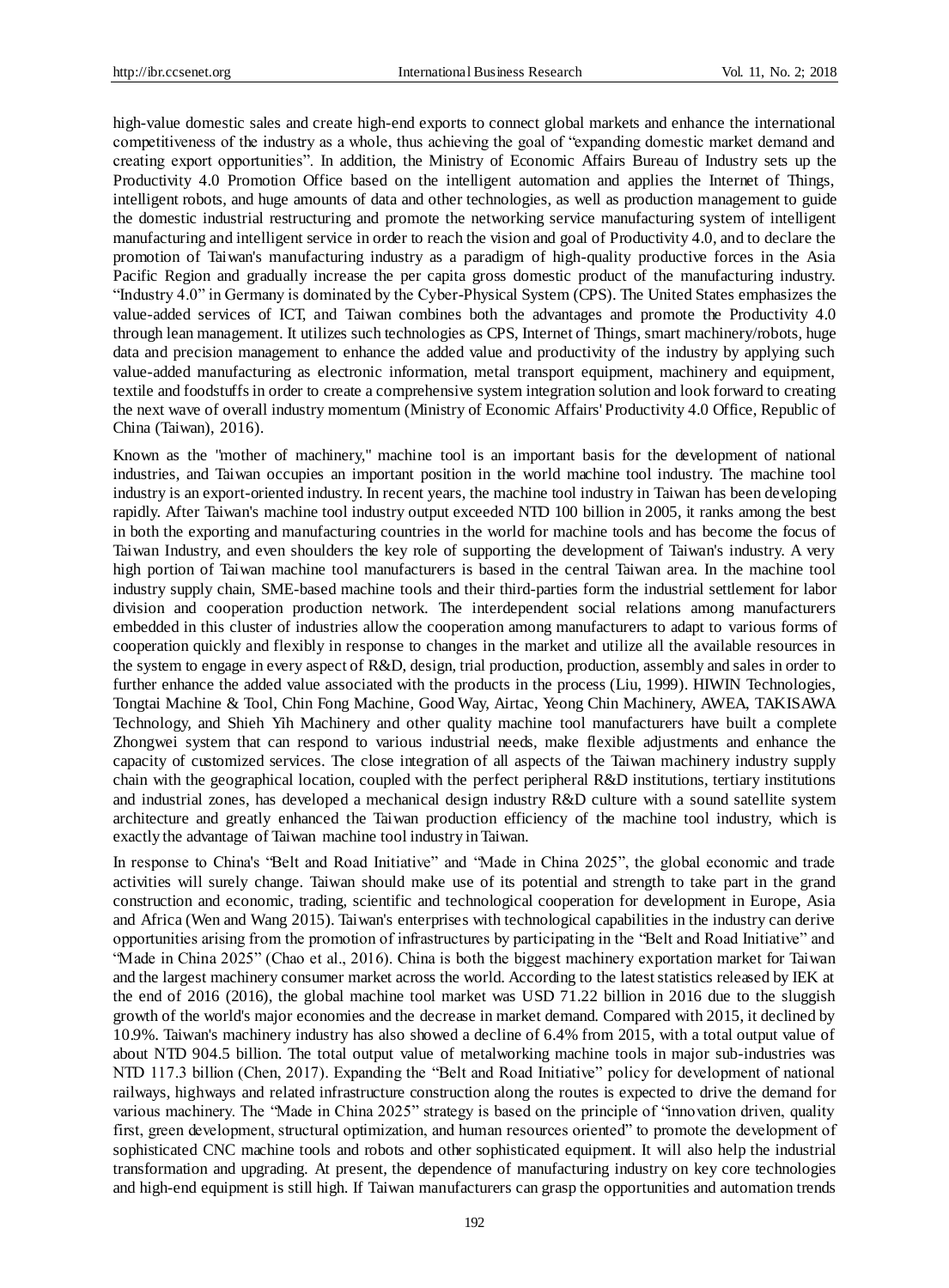high-value domestic sales and create high-end exports to connect global markets and enhance the international competitiveness of the industry as a whole, thus achieving the goal of "expanding domestic market demand and creating export opportunities". In addition, the Ministry of Economic Affairs Bureau of Industry sets up the Productivity 4.0 Promotion Office based on the intelligent automation and applies the Internet of Things, intelligent robots, and huge amounts of data and other technologies, as well as production management to guide the domestic industrial restructuring and promote the networking service manufacturing system of intelligent manufacturing and intelligent service in order to reach the vision and goal of Productivity 4.0, and to declare the promotion of Taiwan's manufacturing industry as a paradigm of high-quality productive forces in the Asia Pacific Region and gradually increase the per capita gross domestic product of the manufacturing industry. "Industry 4.0" in Germany is dominated by the Cyber-Physical System (CPS). The United States emphasizes the value-added services of ICT, and Taiwan combines both the advantages and promote the Productivity 4.0 through lean management. It utilizes such technologies as CPS, Internet of Things, smart machinery/robots, huge data and precision management to enhance the added value and productivity of the industry by applying such value-added manufacturing as electronic information, metal transport equipment, machinery and equipment, textile and foodstuffs in order to create a comprehensive system integration solution and look forward to creating the next wave of overall industry momentum (Ministry of Economic Affairs' Productivity 4.0 Office, Republic of China (Taiwan), 2016).

Known as the "mother of machinery," machine tool is an important basis for the development of national industries, and Taiwan occupies an important position in the world machine tool industry. The machine tool industry is an export-oriented industry. In recent years, the machine tool industry in Taiwan has been developing rapidly. After Taiwan's machine tool industry output exceeded NTD 100 billion in 2005, it ranks among the best in both the exporting and manufacturing countries in the world for machine tools and has become the focus of Taiwan Industry, and even shoulders the key role of supporting the development of Taiwan's industry. A very high portion of Taiwan machine tool manufacturers is based in the central Taiwan area. In the machine tool industry supply chain, SME-based machine tools and their third-parties form the industrial settlement for labor division and cooperation production network. The interdependent social relations among manufacturers embedded in this cluster of industries allow the cooperation among manufacturers to adapt to various forms of cooperation quickly and flexibly in response to changes in the market and utilize all the available resources in the system to engage in every aspect of R&D, design, trial production, production, assembly and sales in order to further enhance the added value associated with the products in the process (Liu, 1999). HIWIN Technologies, Tongtai Machine & Tool, Chin Fong Machine, Good Way, Airtac, Yeong Chin Machinery, AWEA, TAKISAWA Technology, and Shieh Yih Machinery and other quality machine tool manufacturers have built a complete Zhongwei system that can respond to various industrial needs, make flexible adjustments and enhance the capacity of customized services. The close integration of all aspects of the Taiwan machinery industry supply chain with the geographical location, coupled with the perfect peripheral R&D institutions, tertiary institutions and industrial zones, has developed a mechanical design industry R&D culture with a sound satellite system architecture and greatly enhanced the Taiwan production efficiency of the machine tool industry, which is exactly the advantage of Taiwan machine tool industry in Taiwan.

In response to China's "Belt and Road Initiative" and "Made in China 2025", the global economic and trade activities will surely change. Taiwan should make use of its potential and strength to take part in the grand construction and economic, trading, scientific and technological cooperation for development in Europe, Asia and Africa (Wen and Wang 2015). Taiwan's enterprises with technological capabilities in the industry can derive opportunities arising from the promotion of infrastructures by participating in the "Belt and Road Initiative" and "Made in China 2025" (Chao et al., 2016). China is both the biggest machinery exportation market for Taiwan and the largest machinery consumer market across the world. According to the latest statistics released by IEK at the end of 2016 (2016), the global machine tool market was USD 71.22 billion in 2016 due to the sluggish growth of the world's major economies and the decrease in market demand. Compared with 2015, it declined by 10.9%. Taiwan's machinery industry has also showed a decline of 6.4% from 2015, with a total output value of about NTD 904.5 billion. The total output value of metalworking machine tools in major sub-industries was NTD 117.3 billion (Chen, 2017). Expanding the "Belt and Road Initiative" policy for development of national railways, highways and related infrastructure construction along the routes is expected to drive the demand for various machinery. The "Made in China 2025" strategy is based on the principle of "innovation driven, quality first, green development, structural optimization, and human resources oriented" to promote the development of sophisticated CNC machine tools and robots and other sophisticated equipment. It will also help the industrial transformation and upgrading. At present, the dependence of manufacturing industry on key core technologies and high-end equipment is still high. If Taiwan manufacturers can grasp the opportunities and automation trends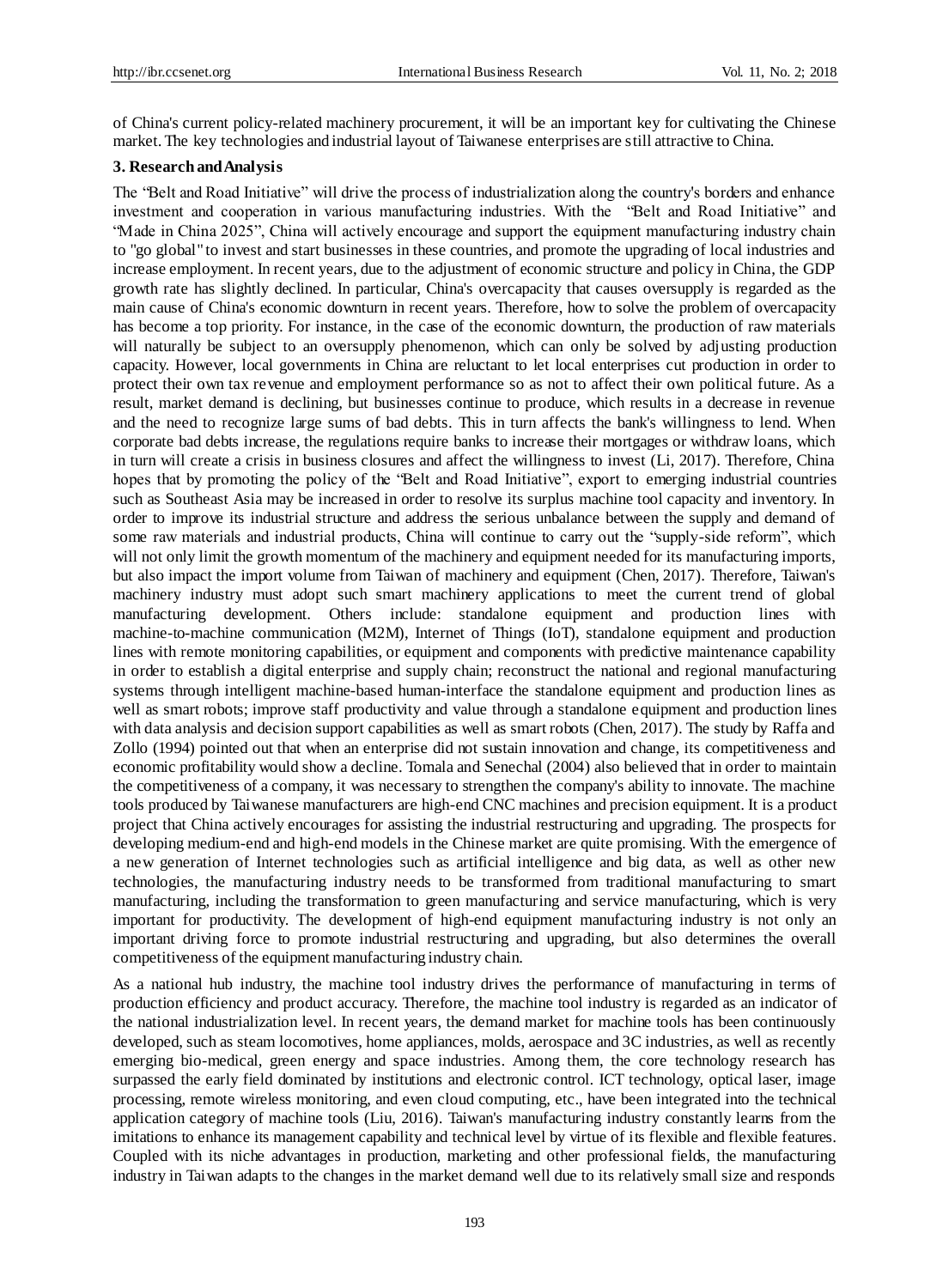of China's current policy-related machinery procurement, it will be an important key for cultivating the Chinese market. The key technologies and industrial layout of Taiwanese enterprises are still attractive to China.

## 3. Research and Analysis

The "Belt and Road Initiative" will drive the process of industrialization along the country's borders and enhance investment and cooperation in various manufacturing industries. With the "Belt and Road Initiative" and "Made in China 2025", China will actively encourage and support the equipment manufacturing industry chain to "go global" to invest and start businesses in these countries, and promote the upgrading of local industries and increase employment. In recent years, due to the adjustment of economic structure and policy in China, the GDP growth rate has slightly declined. In particular, China's overcapacity that causes oversupply is regarded as the main cause of China's economic downturn in recent years. Therefore, how to solve the problem of overcapacity has become a top priority. For instance, in the case of the economic downturn, the production of raw materials will naturally be subject to an oversupply phenomenon, which can only be solved by adjusting production capacity. However, local governments in China are reluctant to let local enterprises cut production in order to protect their own tax revenue and employment performance so as not to affect their own political future. As a result, market demand is declining, but businesses continue to produce, which results in a decrease in revenue and the need to recognize large sums of bad debts. This in turn affects the bank's willingness to lend. When corporate bad debts increase, the regulations require banks to increase their mortgages or withdraw loans, which in turn will create a crisis in business closures and affect the willingness to invest (Li, 2017). Therefore, China hopes that by promoting the policy of the "Belt and Road Initiative", export to emerging industrial countries such as Southeast Asia may be increased in order to resolve its surplus machine tool capacity and inventory. In order to improve its industrial structure and address the serious unbalance between the supply and demand of some raw materials and industrial products, China will continue to carry out the "supply-side reform", which will not only limit the growth momentum of the machinery and equipment needed for its manufacturing imports, but also impact the import volume from Taiwan of machinery and equipment (Chen, 2017). Therefore, Taiwan's machinery industry must adopt such smart machinery applications to meet the current trend of global manufacturing development. Others include: standalone equipment and production lines with machine-to-machine communication (M2M), Internet of Things (IoT), standalone equipment and production lines with remote monitoring capabilities, or equipment and components with predictive maintenance capability in order to establish a digital enterprise and supply chain; reconstruct the national and regional manufacturing systems through intelligent machine-based human-interface the standalone equipment and production lines as well as smart robots; improve staff productivity and value through a standalone equipment and production lines with data analysis and decision support capabilities as well as smart robots (Chen, 2017). The study by Raffa and Zollo (1994) pointed out that when an enterprise did not sustain innovation and change, its competitiveness and economic profitability would show a decline. Tomala and Senechal (2004) also believed that in order to maintain the competitiveness of a company, it was necessary to strengthen the company's ability to innovate. The machine tools produced by Taiwanese manufacturers are high-end CNC machines and precision equipment. It is a product project that China actively encourages for assisting the industrial restructuring and upgrading. The prospects for developing medium-end and high-end models in the Chinese market are quite promising. With the emergence of a new generation of Internet technologies such as artificial intelligence and big data, as well as other new technologies, the manufacturing industry needs to be transformed from traditional manufacturing to smart manufacturing, including the transformation to green manufacturing and service manufacturing, which is very important for productivity. The development of high-end equipment manufacturing industry is not only an important driving force to promote industrial restructuring and upgrading, but also determines the overall competitiveness of the equipment manufacturing industry chain.

As a national hub industry, the machine tool industry drives the performance of manufacturing in terms of production efficiency and product accuracy. Therefore, the machine tool industry is regarded as an indicator of the national industrialization level. In recent years, the demand market for machine tools has been continuously developed, such as steam locomotives, home appliances, molds, aerospace and 3C industries, as well as recently emerging bio-medical, green energy and space industries. Among them, the core technology research has surpassed the early field dominated by institutions and electronic control. ICT technology, optical laser, image processing, remote wireless monitoring, and even cloud computing, etc., have been integrated into the technical application category of machine tools (Liu, 2016). Taiwan's manufacturing industry constantly learns from the imitations to enhance its management capability and technical level by virtue of its flexible and flexible features. Coupled with its niche advantages in production, marketing and other professional fields, the manufacturing industry in Taiwan adapts to the changes in the market demand well due to its relatively small size and responds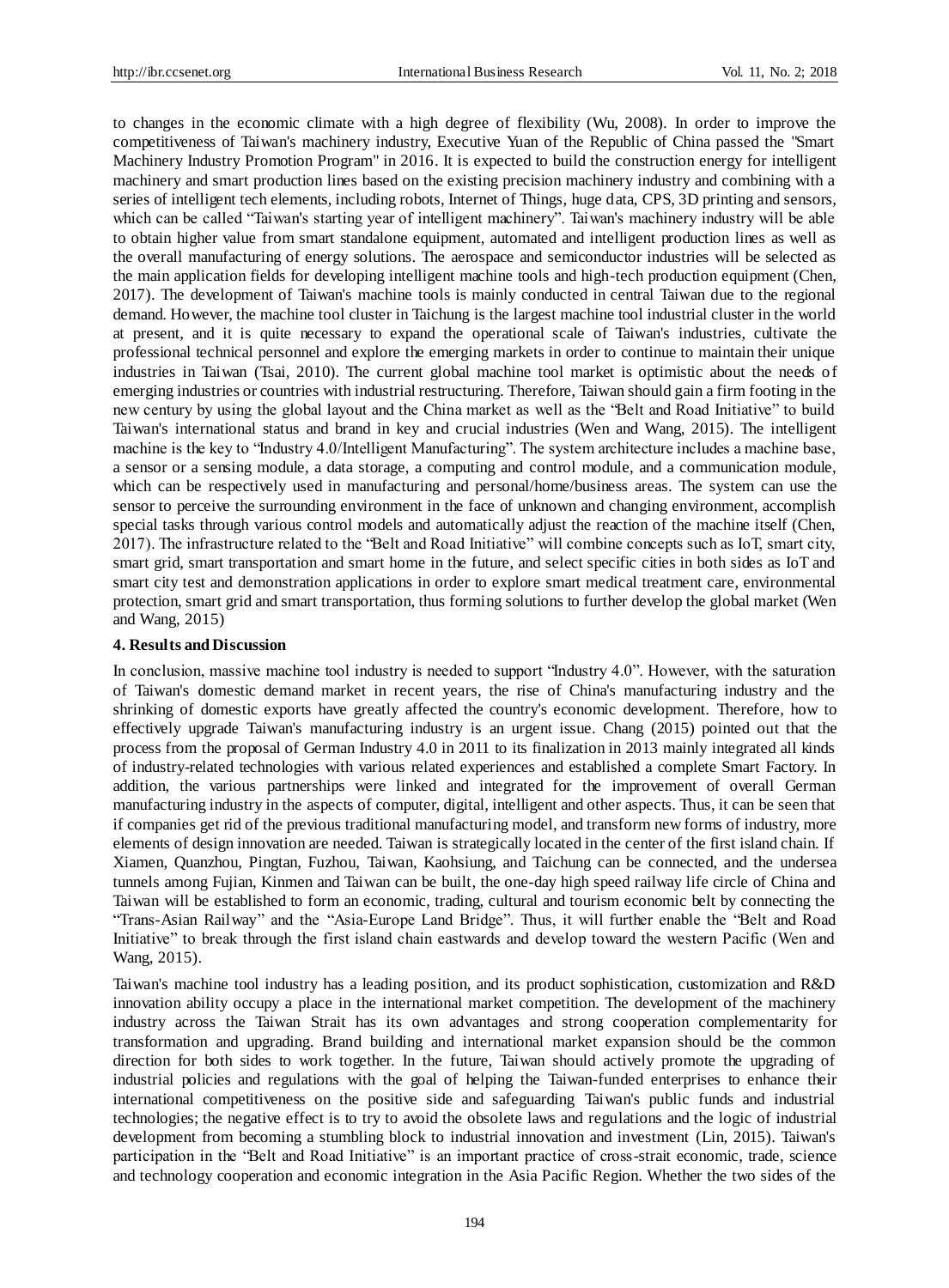to changes in the economic climate with a high degree of flexibility (Wu, 2008). In order to improve the competitiveness of Taiwan's machinery industry, Executive Yuan of the Republic of China passed the "Smart Machinery Industry Promotion Program" in 2016. It is expected to build the construction energy for intelligent machinery and smart production lines based on the existing precision machinery industry and combining with a series of intelligent tech elements, including robots, Internet of Things, huge data, CPS, 3D printing and sensors, which can be called "Taiwan's starting year of intelligent machinery". Taiwan's machinery industry will be able to obtain higher value from smart standalone equipment, automated and intelligent production lines as well as the overall manufacturing of energy solutions. The aerospace and semiconductor industries will be selected as the main application fields for developing intelligent machine tools and high-tech production equipment (Chen, 2017). The development of Taiwan's machine tools is mainly conducted in central Taiwan due to the regional demand. However, the machine tool cluster in Taichung is the largest machine tool industrial cluster in the world at present, and it is quite necessary to expand the operational scale of Taiwan's industries, cultivate the professional technical personnel and explore the emerging markets in order to continue to maintain their unique industries in Taiwan (Tsai, 2010). The current global machine tool market is optimistic about the needs of emerging industries or countries with industrial restructuring. Therefore, Taiwan should gain a firm footing in the new century by using the global layout and the China market as well as the "Belt and Road Initiative" to build Taiwan's international status and brand in key and crucial industries (Wen and Wang, 2015). The intelligent machine is the key to "Industry 4.0/Intelligent Manufacturing". The system architecture includes a machine base, a sensor or a sensing module, a data storage, a computing and control module, and a communication module, which can be respectively used in manufacturing and personal/home/business areas. The system can use the sensor to perceive the surrounding environment in the face of unknown and changing environment, accomplish special tasks through various control models and automatically adjust the reaction of the machine itself (Chen, 2017). The infrastructure related to the "Belt and Road Initiative" will combine concepts such as IoT, smart city, smart grid, smart transportation and smart home in the future, and select specific cities in both sides as IoT and smart city test and demonstration applications in order to explore smart medical treatment care, environmental protection, smart grid and smart transportation, thus forming solutions to further develop the global market (Wen and Wang, 2015)

## 4. Results and Discussion

In conclusion, massive machine tool industry is needed to support "Industry 4.0". However, with the saturation of Taiwan's domestic demand market in recent years, the rise of China's manufacturing industry and the shrinking of domestic exports have greatly affected the country's economic development. Therefore, how to effectively upgrade Taiwan's manufacturing industry is an urgent issue. Chang (2015) pointed out that the process from the proposal of German Industry 4.0 in 2011 to its finalization in 2013 mainly integrated all kinds of industry-related technologies with various related experiences and established a complete Smart Factory. In addition, the various partnerships were linked and integrated for the improvement of overall German manufacturing industry in the aspects of computer, digital, intelligent and other aspects. Thus, it can be seen that if companies get rid of the previous traditional manufacturing model, and transform new forms of industry, more elements of design innovation are needed. Taiwan is strategically located in the center of the first island chain. If Xiamen, Quanzhou, Pingtan, Fuzhou, Taiwan, Kaohsiung, and Taichung can be connected, and the undersea tunnels among Fujian, Kinmen and Taiwan can be built, the one-day high speed railway life circle of China and Taiwan will be established to form an economic, trading, cultural and tourism economic belt by connecting the "Trans-Asian Railway" and the "Asia-Europe Land Bridge". Thus, it will further enable the "Belt and Road Initiative" to break through the first island chain eastwards and develop toward the western Pacific (Wen and Wang, 2015).

Taiwan's machine tool industry has a leading position, and its product sophistication, customization and R&D innovation ability occupy a place in the international market competition. The development of the machinery industry across the Taiwan Strait has its own advantages and strong cooperation complementarity for transformation and upgrading. Brand building and international market expansion should be the common direction for both sides to work together. In the future, Taiwan should actively promote the upgrading of industrial policies and regulations with the goal of helping the Taiwan-funded enterprises to enhance their international competitiveness on the positive side and safeguarding Taiwan's public funds and industrial technologies; the negative effect is to try to avoid the obsolete laws and regulations and the logic of industrial development from becoming a stumbling block to industrial innovation and investment (Lin, 2015). Taiwan's participation in the "Belt and Road Initiative" is an important practice of cross-strait economic, trade, science and technology cooperation and economic integration in the Asia Pacific Region. Whether the two sides of the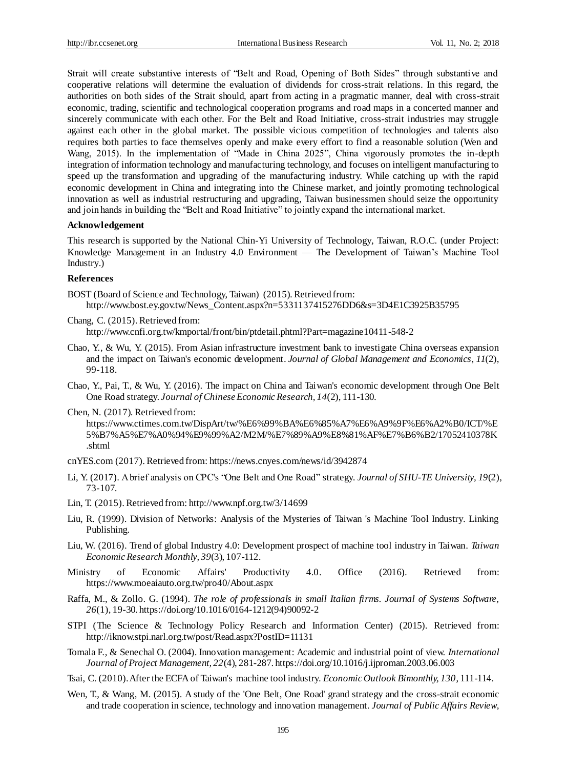Strait will create substantive interests of "Belt and Road, Opening of Both Sides" through substantive and cooperative relations will determine the evaluation of dividends for cross-strait relations. In this regard, the authorities on both sides of the Strait should, apart from acting in a pragmatic manner, deal with cross-strait economic, trading, scientific and technological cooperation programs and road maps in a concerted manner and sincerely communicate with each other. For the Belt and Road Initiative, cross-strait industries may struggle against each other in the global market. The possible vicious competition of technologies and talents also requires both parties to face themselves openly and make every effort to find a reasonable solution (Wen and Wang, 2015). In the implementation of "Made in China 2025", China vigorously promotes the in-depth integration of information technology and manufacturing technology, and focuses on intelligent manufacturing to speed up the transformation and upgrading of the manufacturing industry. While catching up with the rapid economic development in China and integrating into the Chinese market, and jointly promoting technological innovation as well as industrial restructuring and upgrading, Taiwan businessmen should seize the opportunity and join hands in building the "Belt and Road Initiative" to jointly expand the international market.

**Acknowledgement**

This research is supported by the National Chin-Yi University of Technology, Taiwan, R.O.C. (under Project: Knowledge Management in an Industry 4.0 Environment — The Development of Taiwan's Machine Tool Industry.)

**References**

BOST (Board of Science and Technology, Taiwan) (2015). Retrieved from: http://www.bost.ey.gov.tw/News_Content.aspx?n=5331137415276DD6&s=3D4E1C3925B35795

Chang, C. (2015). Retrieved from: http://www.cnfi.org.tw/kmportal/front/bin/ptdetail.phtml?Part=magazine10411-548-2

Chao, Y., & Wu, Y. (2015). From Asian infrastructure investment bank to investigate China overseas expansion and the impact on Taiwan's economic development. *Journal of Global Management and Economics, 11*(2), 99-118.

Chao, Y., Pai, T., & Wu, Y. (2016). The impact on China and Taiwan's economic development through One Belt One Road strategy. *Journal of Chinese Economic Research, 14*(2), 111-130.

Chen, N. (2017). Retrieved from: https://www.ctimes.com.tw/DispArt/tw/%E6%99%BA%E6%85%A7%E6%A9%9F%E6%A2%B0/ICT/%E5%B7%A5%E7%A0%94%E9%99%A2/M2M/%E7%89%A9%E8%81%AF%E7%B6%B2/17052410378K.shtml

cnYES.com (2017). Retrieved from: https://news.cnyes.com/news/id/3942874

Li, Y. (2017). A brief analysis on CPC's "One Belt and One Road" strategy. *Journal of SHU-TE University, 19*(2), 73-107.

Lin, T. (2015). Retrieved from: http://www.npf.org.tw/3/14699

Liu, R. (1999). Division of Networks: Analysis of the Mysteries of Taiwan 's Machine Tool Industry. Linking Publishing.

Liu, W. (2016). Trend of global Industry 4.0: Development prospect of machine tool industry in Taiwan. *Taiwan Economic Research Monthly, 39*(3), 107-112.

Ministry of Economic Affairs' Productivity 4.0. Office (2016). Retrieved from: https://www.moeaiauto.org.tw/pro40/About.aspx

Raffa, M., & Zollo. G. (1994). *The role of professionals in small Italian firms. Journal of Systems Software, 26*(1), 19-30. https://doi.org/10.1016/0164-1212(94)90092-2

STPI (The Science & Technology Policy Research and Information Center) (2015). Retrieved from: http://iknow.stpi.narl.org.tw/post/Read.aspx?PostID=11131

Tomala F., & Senechal O. (2004). Innovation management: Academic and industrial point of view. *International Journal of Project Management, 22*(4), 281-287. https://doi.org/10.1016/j.ijproman.2003.06.003

Tsai, C. (2010). After the ECFA of Taiwan's machine tool industry. *Economic Outlook Bimonthly, 130*, 111-114.

Wen, T., & Wang, M. (2015). A study of the 'One Belt, One Road' grand strategy and the cross-strait economic and trade cooperation in science, technology and innovation management. *Journal of Public Affairs Review,*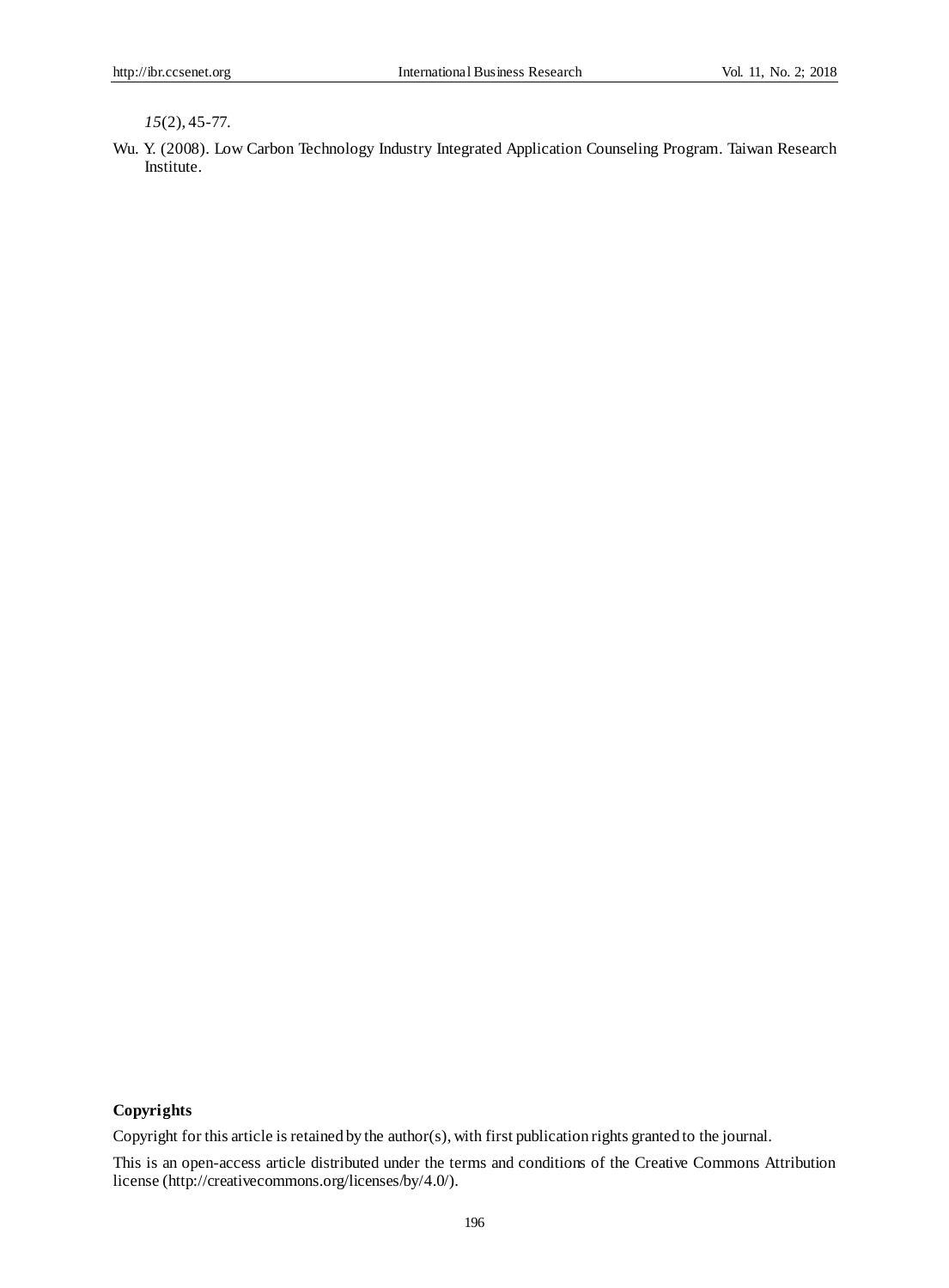*15*(2), 45-77.

Wu. Y. (2008). Low Carbon Technology Industry Integrated Application Counseling Program. Taiwan Research Institute.

**Copyrights**

Copyright for this article is retained by the author(s), with first publication rights granted to the journal.

This is an open-access article distributed under the terms and conditions of the Creative Commons Attribution license (http://creativecommons.org/licenses/by/4.0/).